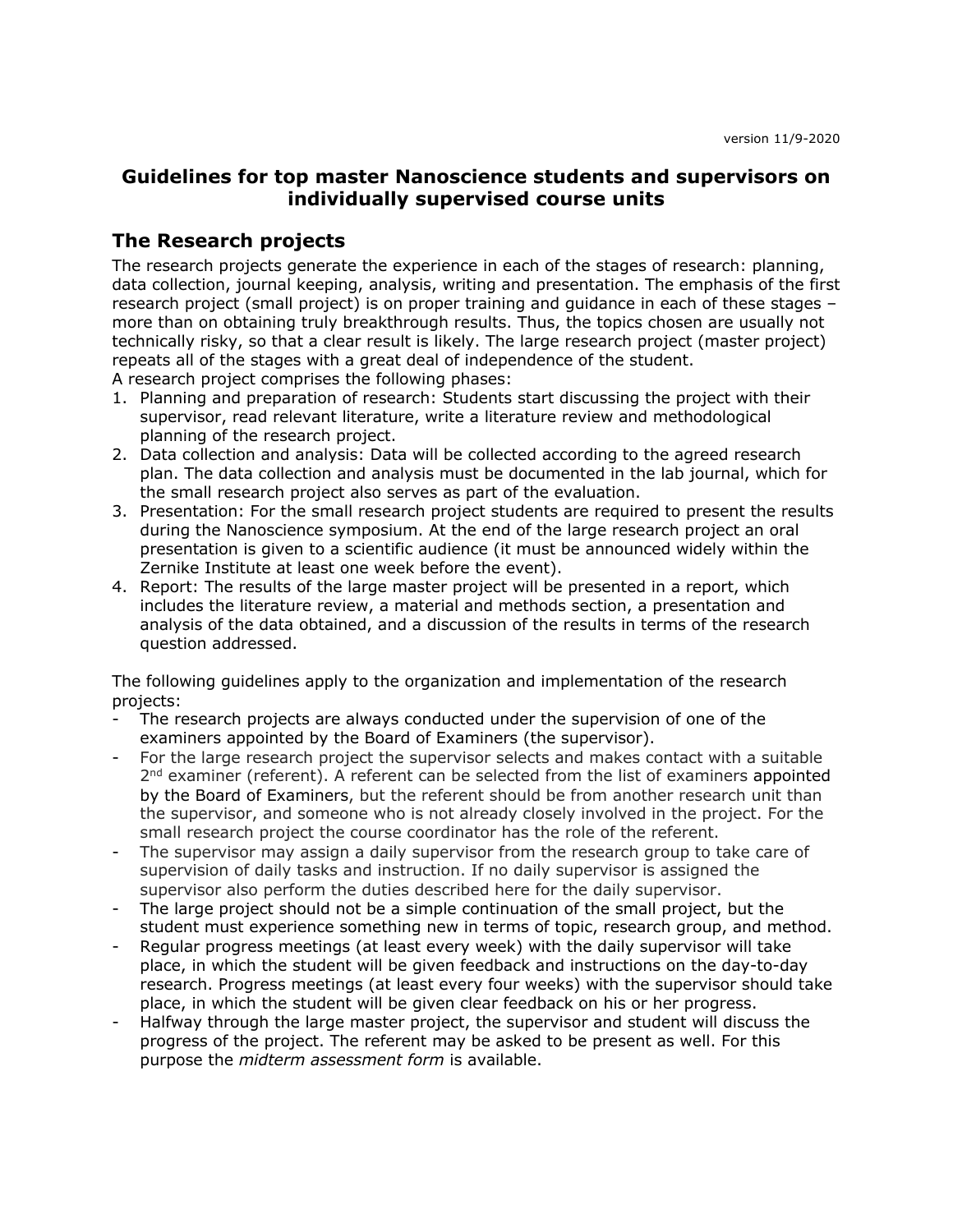version 11/9-2020

# Guidelines for top master Nanoscience students and supervisors on individually supervised course units

## The Research projects

The research projects generate the experience in each of the stages of research: planning, data collection, journal keeping, analysis, writing and presentation. The emphasis of the first research project (small project) is on proper training and guidance in each of these stages – more than on obtaining truly breakthrough results. Thus, the topics chosen are usually not technically risky, so that a clear result is likely. The large research project (master project) repeats all of the stages with a great deal of independence of the student.

A research project comprises the following phases:

1. Planning and preparation of research: Students start discussing the project with their supervisor, read relevant literature, write a literature review and methodological planning of the research project.
2. Data collection and analysis: Data will be collected according to the agreed research plan. The data collection and analysis must be documented in the lab journal, which for the small research project also serves as part of the evaluation.
3. Presentation: For the small research project students are required to present the results during the Nanoscience symposium. At the end of the large research project an oral presentation is given to a scientific audience (it must be announced widely within the Zernike Institute at least one week before the event).
4. Report: The results of the large master project will be presented in a report, which includes the literature review, a material and methods section, a presentation and analysis of the data obtained, and a discussion of the results in terms of the research question addressed.

The following guidelines apply to the organization and implementation of the research projects:

- The research projects are always conducted under the supervision of one of the examiners appointed by the Board of Examiners (the supervisor).
- For the large research project the supervisor selects and makes contact with a suitable 2nd examiner (referent). A referent can be selected from the list of examiners appointed by the Board of Examiners, but the referent should be from another research unit than the supervisor, and someone who is not already closely involved in the project. For the small research project the course coordinator has the role of the referent.
- The supervisor may assign a daily supervisor from the research group to take care of supervision of daily tasks and instruction. If no daily supervisor is assigned the supervisor also perform the duties described here for the daily supervisor.
- The large project should not be a simple continuation of the small project, but the student must experience something new in terms of topic, research group, and method.
- Regular progress meetings (at least every week) with the daily supervisor will take place, in which the student will be given feedback and instructions on the day-to-day research. Progress meetings (at least every four weeks) with the supervisor should take place, in which the student will be given clear feedback on his or her progress.
- Halfway through the large master project, the supervisor and student will discuss the progress of the project. The referent may be asked to be present as well. For this purpose the *midterm assessment form* is available.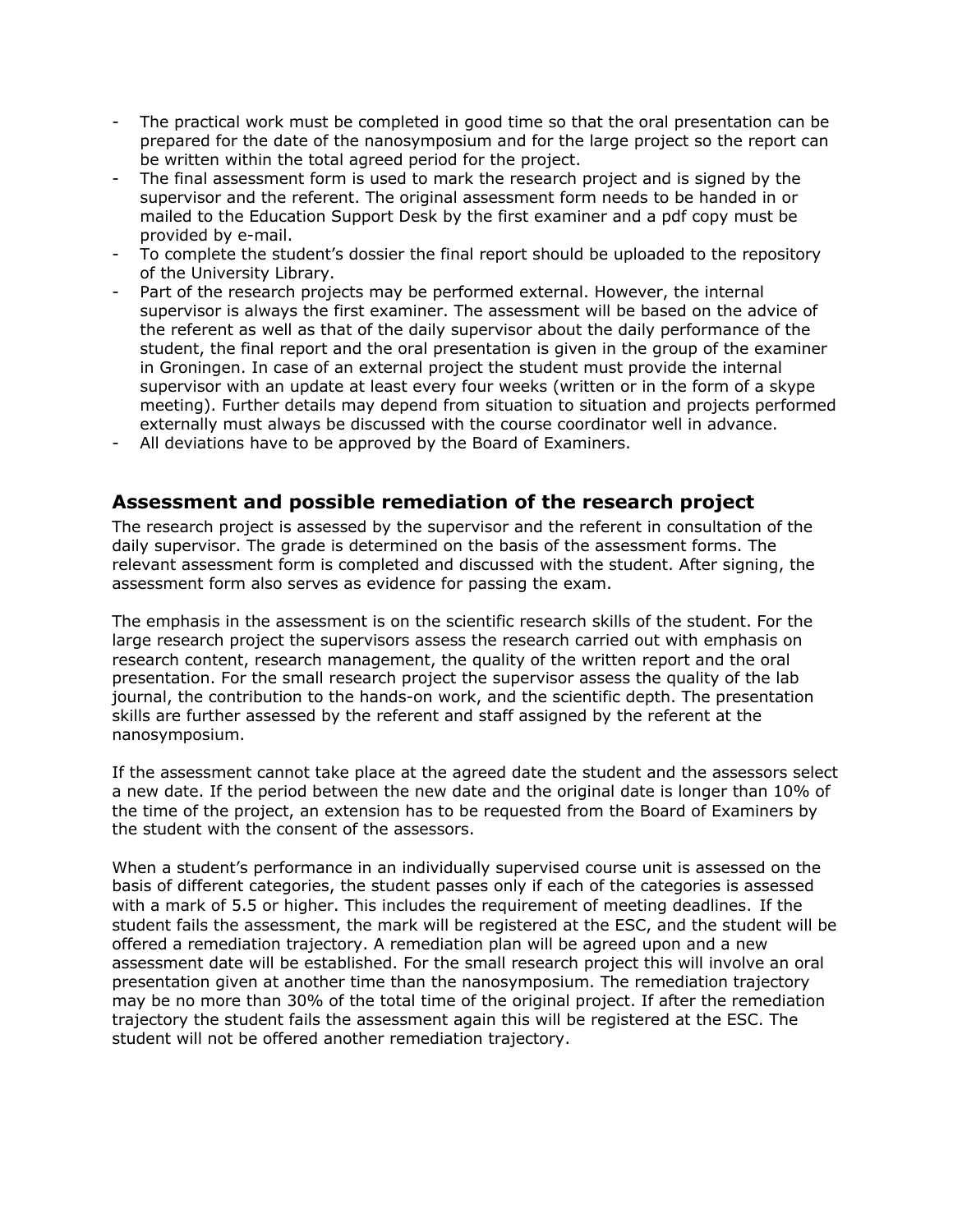- The practical work must be completed in good time so that the oral presentation can be prepared for the date of the nanosymposium and for the large project so the report can be written within the total agreed period for the project.
- The final assessment form is used to mark the research project and is signed by the supervisor and the referent. The original assessment form needs to be handed in or mailed to the Education Support Desk by the first examiner and a pdf copy must be provided by e-mail.
- To complete the student's dossier the final report should be uploaded to the repository of the University Library.
- Part of the research projects may be performed external. However, the internal supervisor is always the first examiner. The assessment will be based on the advice of the referent as well as that of the daily supervisor about the daily performance of the student, the final report and the oral presentation is given in the group of the examiner in Groningen. In case of an external project the student must provide the internal supervisor with an update at least every four weeks (written or in the form of a skype meeting). Further details may depend from situation to situation and projects performed externally must always be discussed with the course coordinator well in advance.
- All deviations have to be approved by the Board of Examiners.

## Assessment and possible remediation of the research project

The research project is assessed by the supervisor and the referent in consultation of the daily supervisor. The grade is determined on the basis of the assessment forms. The relevant assessment form is completed and discussed with the student. After signing, the assessment form also serves as evidence for passing the exam.

The emphasis in the assessment is on the scientific research skills of the student. For the large research project the supervisors assess the research carried out with emphasis on research content, research management, the quality of the written report and the oral presentation. For the small research project the supervisor assess the quality of the lab journal, the contribution to the hands-on work, and the scientific depth. The presentation skills are further assessed by the referent and staff assigned by the referent at the nanosymposium.

If the assessment cannot take place at the agreed date the student and the assessors select a new date. If the period between the new date and the original date is longer than 10% of the time of the project, an extension has to be requested from the Board of Examiners by the student with the consent of the assessors.

When a student's performance in an individually supervised course unit is assessed on the basis of different categories, the student passes only if each of the categories is assessed with a mark of 5.5 or higher. This includes the requirement of meeting deadlines. If the student fails the assessment, the mark will be registered at the ESC, and the student will be offered a remediation trajectory. A remediation plan will be agreed upon and a new assessment date will be established. For the small research project this will involve an oral presentation given at another time than the nanosymposium. The remediation trajectory may be no more than 30% of the total time of the original project. If after the remediation trajectory the student fails the assessment again this will be registered at the ESC. The student will not be offered another remediation trajectory.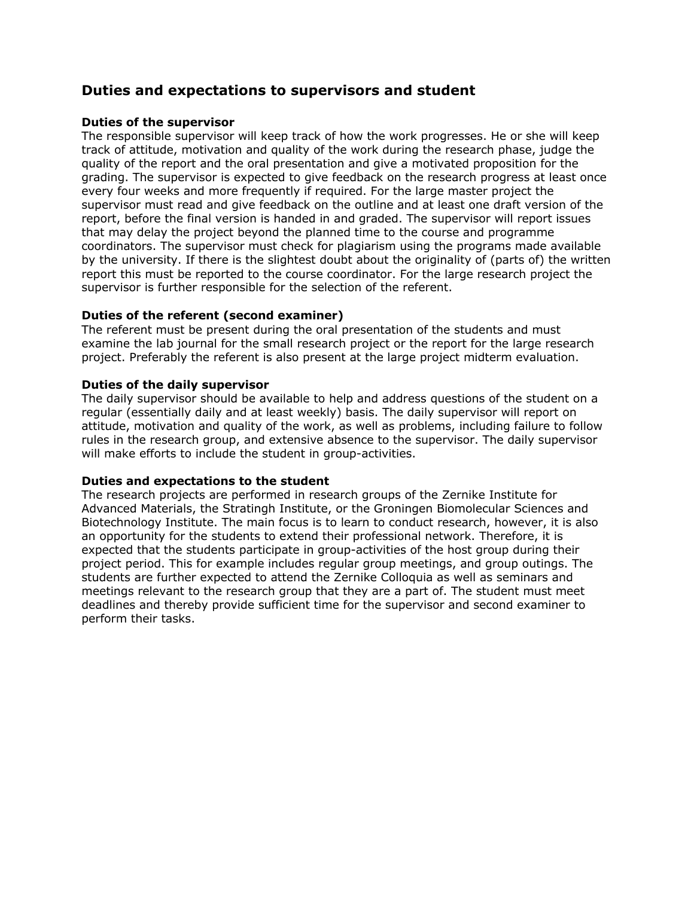## Duties and expectations to supervisors and student

### Duties of the supervisor

The responsible supervisor will keep track of how the work progresses. He or she will keep track of attitude, motivation and quality of the work during the research phase, judge the quality of the report and the oral presentation and give a motivated proposition for the grading. The supervisor is expected to give feedback on the research progress at least once every four weeks and more frequently if required. For the large master project the supervisor must read and give feedback on the outline and at least one draft version of the report, before the final version is handed in and graded. The supervisor will report issues that may delay the project beyond the planned time to the course and programme coordinators. The supervisor must check for plagiarism using the programs made available by the university. If there is the slightest doubt about the originality of (parts of) the written report this must be reported to the course coordinator. For the large research project the supervisor is further responsible for the selection of the referent.

### Duties of the referent (second examiner)

The referent must be present during the oral presentation of the students and must examine the lab journal for the small research project or the report for the large research project. Preferably the referent is also present at the large project midterm evaluation.

### Duties of the daily supervisor

The daily supervisor should be available to help and address questions of the student on a regular (essentially daily and at least weekly) basis. The daily supervisor will report on attitude, motivation and quality of the work, as well as problems, including failure to follow rules in the research group, and extensive absence to the supervisor. The daily supervisor will make efforts to include the student in group-activities.

### Duties and expectations to the student

The research projects are performed in research groups of the Zernike Institute for Advanced Materials, the Stratingh Institute, or the Groningen Biomolecular Sciences and Biotechnology Institute. The main focus is to learn to conduct research, however, it is also an opportunity for the students to extend their professional network. Therefore, it is expected that the students participate in group-activities of the host group during their project period. This for example includes regular group meetings, and group outings. The students are further expected to attend the Zernike Colloquia as well as seminars and meetings relevant to the research group that they are a part of. The student must meet deadlines and thereby provide sufficient time for the supervisor and second examiner to perform their tasks.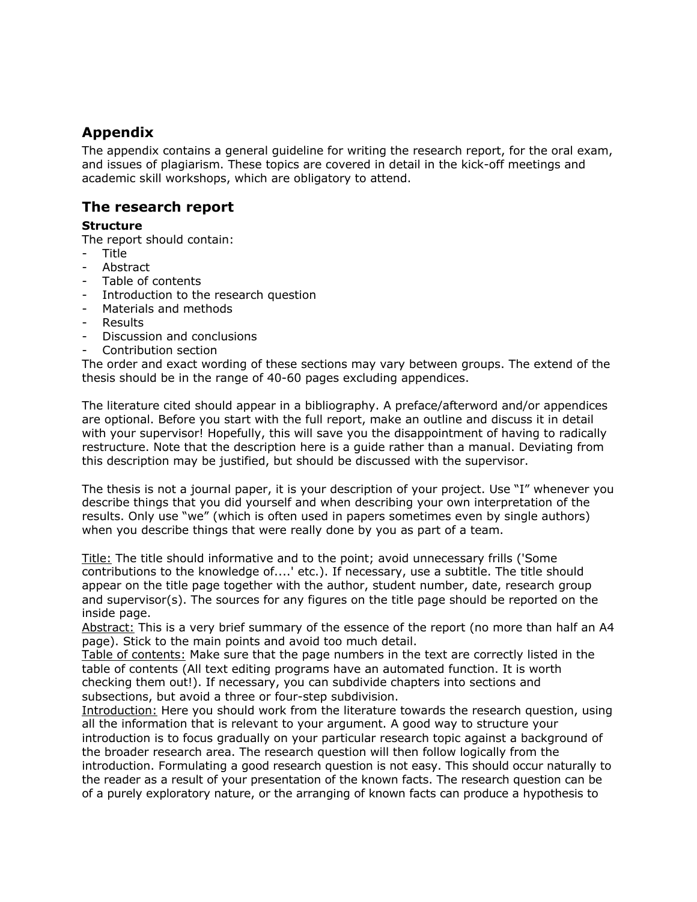## Appendix

The appendix contains a general guideline for writing the research report, for the oral exam, and issues of plagiarism. These topics are covered in detail in the kick-off meetings and academic skill workshops, which are obligatory to attend.

## The research report

### Structure

The report should contain:

- Title
- Abstract
- Table of contents
- Introduction to the research question
- Materials and methods
- Results
- Discussion and conclusions
- Contribution section

The order and exact wording of these sections may vary between groups. The extend of the thesis should be in the range of 40-60 pages excluding appendices.

The literature cited should appear in a bibliography. A preface/afterword and/or appendices are optional. Before you start with the full report, make an outline and discuss it in detail with your supervisor! Hopefully, this will save you the disappointment of having to radically restructure. Note that the description here is a guide rather than a manual. Deviating from this description may be justified, but should be discussed with the supervisor.

The thesis is not a journal paper, it is your description of your project. Use “I” whenever you describe things that you did yourself and when describing your own interpretation of the results. Only use “we” (which is often used in papers sometimes even by single authors) when you describe things that were really done by you as part of a team.

Title: The title should informative and to the point; avoid unnecessary frills ('Some contributions to the knowledge of....' etc.). If necessary, use a subtitle. The title should appear on the title page together with the author, student number, date, research group and supervisor(s). The sources for any figures on the title page should be reported on the inside page.

Abstract: This is a very brief summary of the essence of the report (no more than half an A4 page). Stick to the main points and avoid too much detail.

Table of contents: Make sure that the page numbers in the text are correctly listed in the table of contents (All text editing programs have an automated function. It is worth checking them out!). If necessary, you can subdivide chapters into sections and subsections, but avoid a three or four-step subdivision.

Introduction: Here you should work from the literature towards the research question, using all the information that is relevant to your argument. A good way to structure your introduction is to focus gradually on your particular research topic against a background of the broader research area. The research question will then follow logically from the introduction. Formulating a good research question is not easy. This should occur naturally to the reader as a result of your presentation of the known facts. The research question can be of a purely exploratory nature, or the arranging of known facts can produce a hypothesis to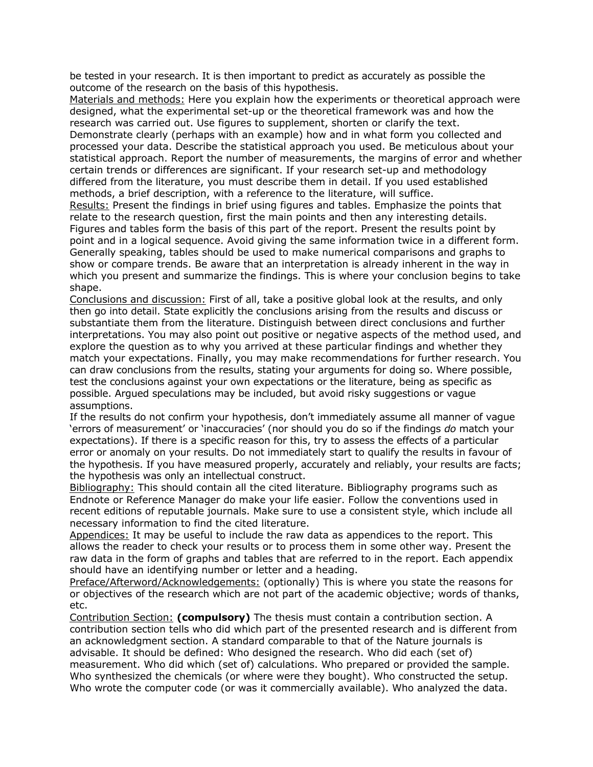be tested in your research. It is then important to predict as accurately as possible the outcome of the research on the basis of this hypothesis.

<u>Materials and methods:</u> Here you explain how the experiments or theoretical approach were designed, what the experimental set-up or the theoretical framework was and how the research was carried out. Use figures to supplement, shorten or clarify the text. Demonstrate clearly (perhaps with an example) how and in what form you collected and processed your data. Describe the statistical approach you used. Be meticulous about your statistical approach. Report the number of measurements, the margins of error and whether certain trends or differences are significant. If your research set-up and methodology differed from the literature, you must describe them in detail. If you used established methods, a brief description, with a reference to the literature, will suffice.

<u>Results:</u> Present the findings in brief using figures and tables. Emphasize the points that relate to the research question, first the main points and then any interesting details. Figures and tables form the basis of this part of the report. Present the results point by point and in a logical sequence. Avoid giving the same information twice in a different form. Generally speaking, tables should be used to make numerical comparisons and graphs to show or compare trends. Be aware that an interpretation is already inherent in the way in which you present and summarize the findings. This is where your conclusion begins to take shape.

<u>Conclusions and discussion:</u> First of all, take a positive global look at the results, and only then go into detail. State explicitly the conclusions arising from the results and discuss or substantiate them from the literature. Distinguish between direct conclusions and further interpretations. You may also point out positive or negative aspects of the method used, and explore the question as to why you arrived at these particular findings and whether they match your expectations. Finally, you may make recommendations for further research. You can draw conclusions from the results, stating your arguments for doing so. Where possible, test the conclusions against your own expectations or the literature, being as specific as possible. Argued speculations may be included, but avoid risky suggestions or vague assumptions.

If the results do not confirm your hypothesis, don't immediately assume all manner of vague 'errors of measurement' or 'inaccuracies' (nor should you do so if the findings *do* match your expectations). If there is a specific reason for this, try to assess the effects of a particular error or anomaly on your results. Do not immediately start to qualify the results in favour of the hypothesis. If you have measured properly, accurately and reliably, your results are facts; the hypothesis was only an intellectual construct.

<u>Bibliography:</u> This should contain all the cited literature. Bibliography programs such as Endnote or Reference Manager do make your life easier. Follow the conventions used in recent editions of reputable journals. Make sure to use a consistent style, which include all necessary information to find the cited literature.

<u>Appendices:</u> It may be useful to include the raw data as appendices to the report. This allows the reader to check your results or to process them in some other way. Present the raw data in the form of graphs and tables that are referred to in the report. Each appendix should have an identifying number or letter and a heading.

<u>Preface/Afterword/Acknowledgements:</u> (optionally) This is where you state the reasons for or objectives of the research which are not part of the academic objective; words of thanks, etc.

<u>Contribution Section:</u> **(compulsory)** The thesis must contain a contribution section. A contribution section tells who did which part of the presented research and is different from an acknowledgment section. A standard comparable to that of the Nature journals is advisable. It should be defined: Who designed the research. Who did each (set of) measurement. Who did which (set of) calculations. Who prepared or provided the sample. Who synthesized the chemicals (or where were they bought). Who constructed the setup. Who wrote the computer code (or was it commercially available). Who analyzed the data.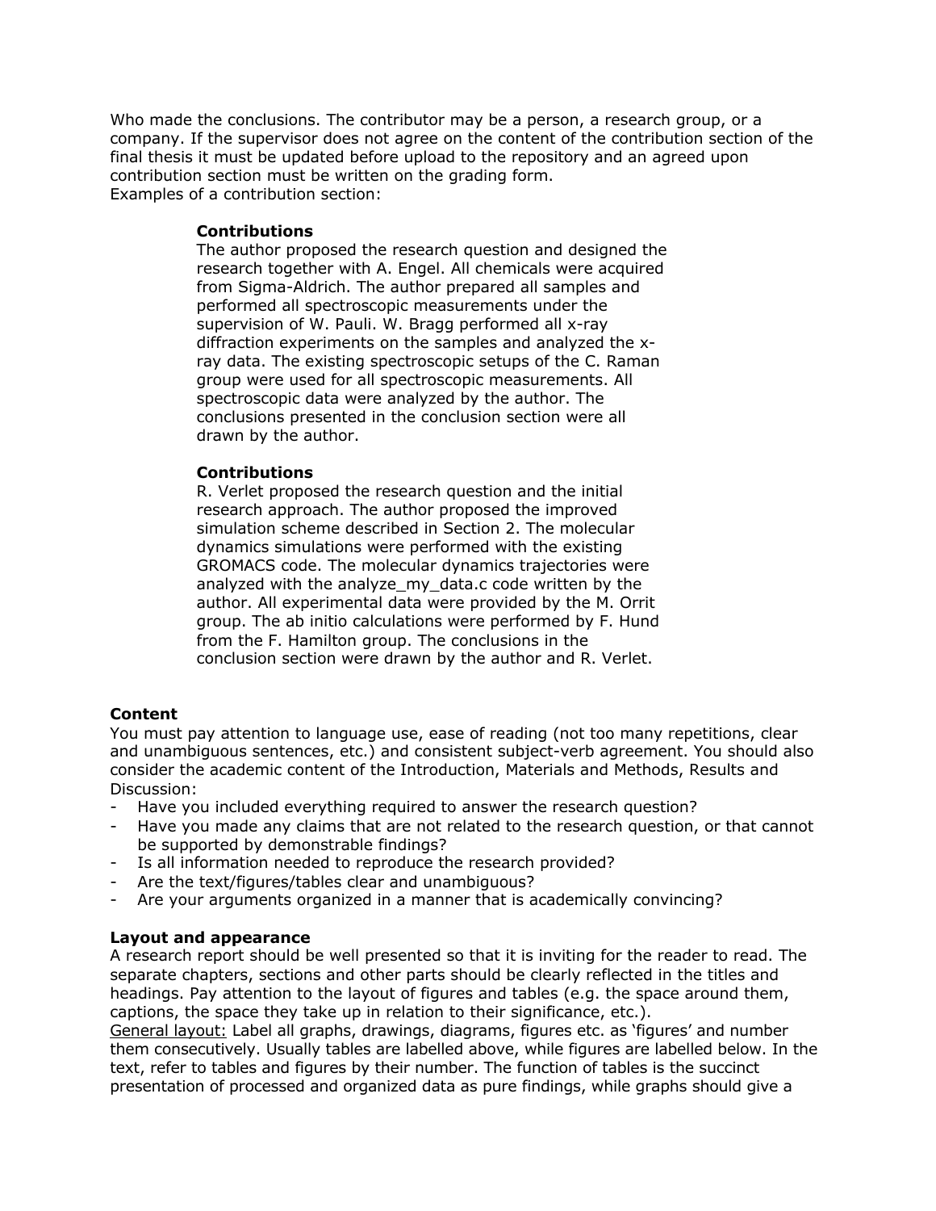Who made the conclusions. The contributor may be a person, a research group, or a company. If the supervisor does not agree on the content of the contribution section of the final thesis it must be updated before upload to the repository and an agreed upon contribution section must be written on the grading form.
Examples of a contribution section:

> **Contributions**
> The author proposed the research question and designed the research together with A. Engel. All chemicals were acquired from Sigma-Aldrich. The author prepared all samples and performed all spectroscopic measurements under the supervision of W. Pauli. W. Bragg performed all x-ray diffraction experiments on the samples and analyzed the x-ray data. The existing spectroscopic setups of the C. Raman group were used for all spectroscopic measurements. All spectroscopic data were analyzed by the author. The conclusions presented in the conclusion section were all drawn by the author.

> **Contributions**
> R. Verlet proposed the research question and the initial research approach. The author proposed the improved simulation scheme described in Section 2. The molecular dynamics simulations were performed with the existing GROMACS code. The molecular dynamics trajectories were analyzed with the analyze_my_data.c code written by the author. All experimental data were provided by the M. Orrit group. The ab initio calculations were performed by F. Hund from the F. Hamilton group. The conclusions in the conclusion section were drawn by the author and R. Verlet.

**Content**
You must pay attention to language use, ease of reading (not too many repetitions, clear and unambiguous sentences, etc.) and consistent subject-verb agreement. You should also consider the academic content of the Introduction, Materials and Methods, Results and Discussion:

- Have you included everything required to answer the research question?
- Have you made any claims that are not related to the research question, or that cannot be supported by demonstrable findings?
- Is all information needed to reproduce the research provided?
- Are the text/figures/tables clear and unambiguous?
- Are your arguments organized in a manner that is academically convincing?

**Layout and appearance**
A research report should be well presented so that it is inviting for the reader to read. The separate chapters, sections and other parts should be clearly reflected in the titles and headings. Pay attention to the layout of figures and tables (e.g. the space around them, captions, the space they take up in relation to their significance, etc.).
General layout: Label all graphs, drawings, diagrams, figures etc. as 'figures' and number them consecutively. Usually tables are labelled above, while figures are labelled below. In the text, refer to tables and figures by their number. The function of tables is the succinct presentation of processed and organized data as pure findings, while graphs should give a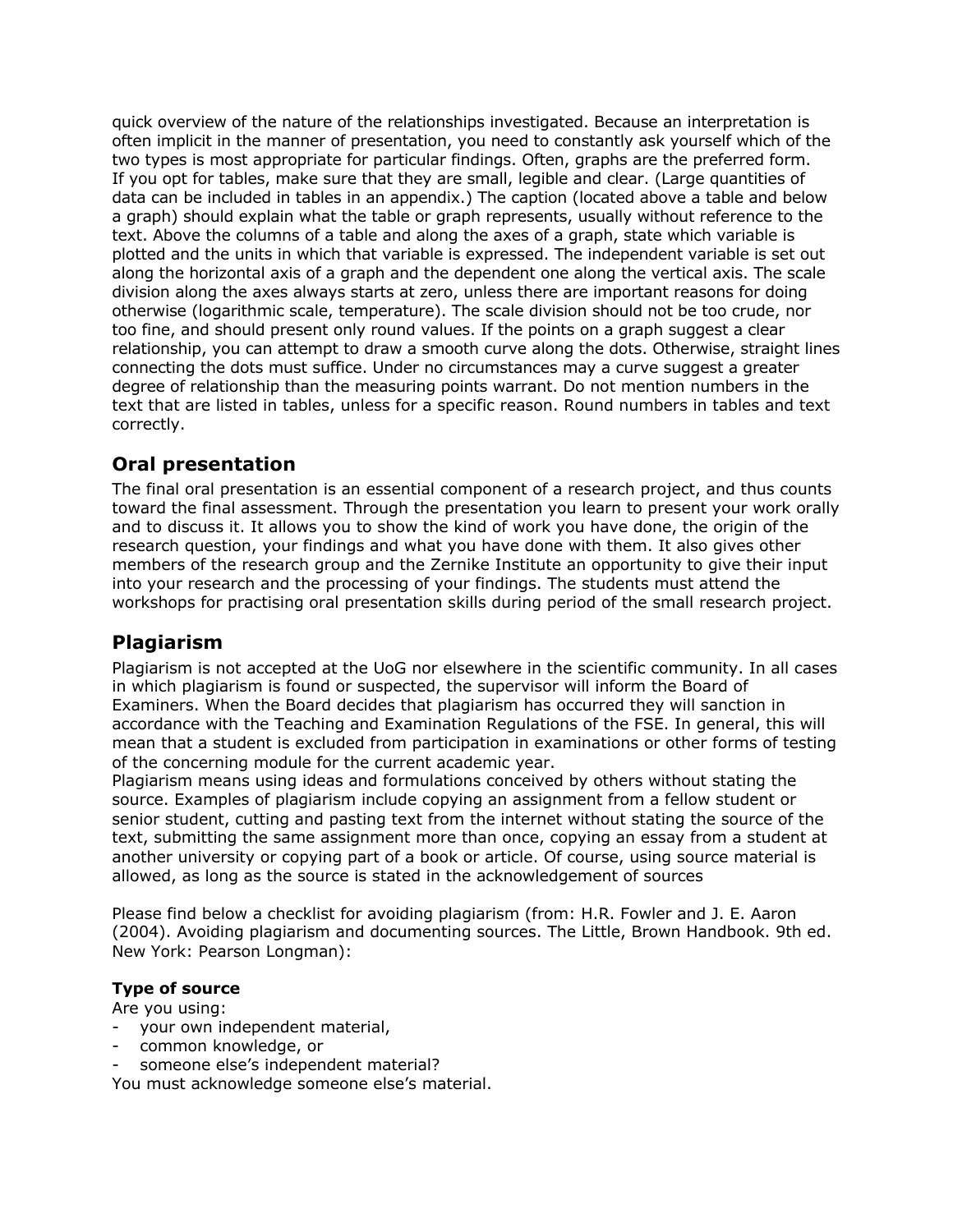quick overview of the nature of the relationships investigated. Because an interpretation is often implicit in the manner of presentation, you need to constantly ask yourself which of the two types is most appropriate for particular findings. Often, graphs are the preferred form. If you opt for tables, make sure that they are small, legible and clear. (Large quantities of data can be included in tables in an appendix.) The caption (located above a table and below a graph) should explain what the table or graph represents, usually without reference to the text. Above the columns of a table and along the axes of a graph, state which variable is plotted and the units in which that variable is expressed. The independent variable is set out along the horizontal axis of a graph and the dependent one along the vertical axis. The scale division along the axes always starts at zero, unless there are important reasons for doing otherwise (logarithmic scale, temperature). The scale division should not be too crude, nor too fine, and should present only round values. If the points on a graph suggest a clear relationship, you can attempt to draw a smooth curve along the dots. Otherwise, straight lines connecting the dots must suffice. Under no circumstances may a curve suggest a greater degree of relationship than the measuring points warrant. Do not mention numbers in the text that are listed in tables, unless for a specific reason. Round numbers in tables and text correctly.

## Oral presentation

The final oral presentation is an essential component of a research project, and thus counts toward the final assessment. Through the presentation you learn to present your work orally and to discuss it. It allows you to show the kind of work you have done, the origin of the research question, your findings and what you have done with them. It also gives other members of the research group and the Zernike Institute an opportunity to give their input into your research and the processing of your findings. The students must attend the workshops for practising oral presentation skills during period of the small research project.

## Plagiarism

Plagiarism is not accepted at the UoG nor elsewhere in the scientific community. In all cases in which plagiarism is found or suspected, the supervisor will inform the Board of Examiners. When the Board decides that plagiarism has occurred they will sanction in accordance with the Teaching and Examination Regulations of the FSE. In general, this will mean that a student is excluded from participation in examinations or other forms of testing of the concerning module for the current academic year.

Plagiarism means using ideas and formulations conceived by others without stating the source. Examples of plagiarism include copying an assignment from a fellow student or senior student, cutting and pasting text from the internet without stating the source of the text, submitting the same assignment more than once, copying an essay from a student at another university or copying part of a book or article. Of course, using source material is allowed, as long as the source is stated in the acknowledgement of sources

Please find below a checklist for avoiding plagiarism (from: H.R. Fowler and J. E. Aaron (2004). Avoiding plagiarism and documenting sources. The Little, Brown Handbook. 9th ed. New York: Pearson Longman):

**Type of source**

Are you using:

- your own independent material,
- common knowledge, or
- someone else's independent material?

You must acknowledge someone else's material.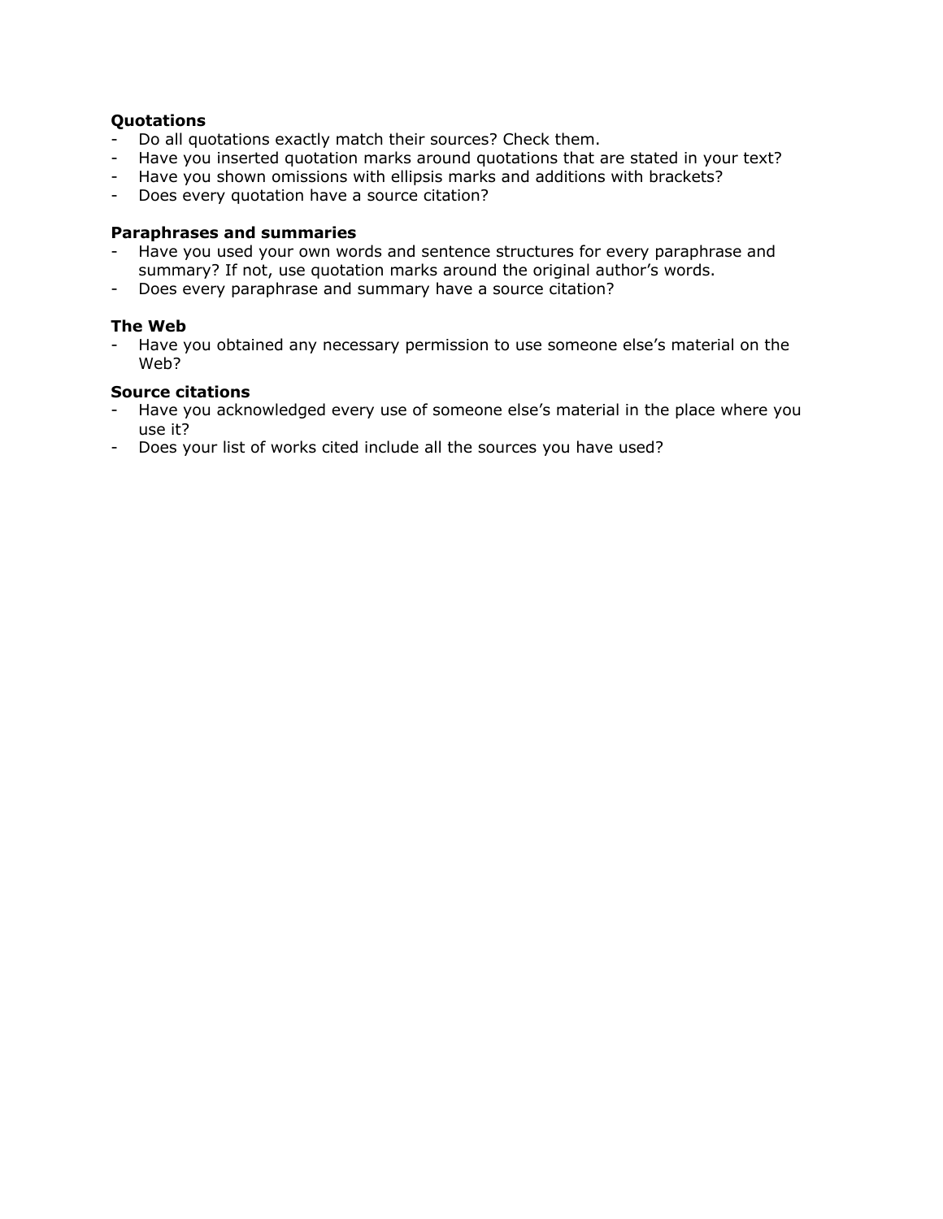**Quotations**

- Do all quotations exactly match their sources? Check them.
- Have you inserted quotation marks around quotations that are stated in your text?
- Have you shown omissions with ellipsis marks and additions with brackets?
- Does every quotation have a source citation?

**Paraphrases and summaries**

- Have you used your own words and sentence structures for every paraphrase and summary? If not, use quotation marks around the original author's words.
- Does every paraphrase and summary have a source citation?

**The Web**

- Have you obtained any necessary permission to use someone else's material on the Web?

**Source citations**

- Have you acknowledged every use of someone else's material in the place where you use it?
- Does your list of works cited include all the sources you have used?